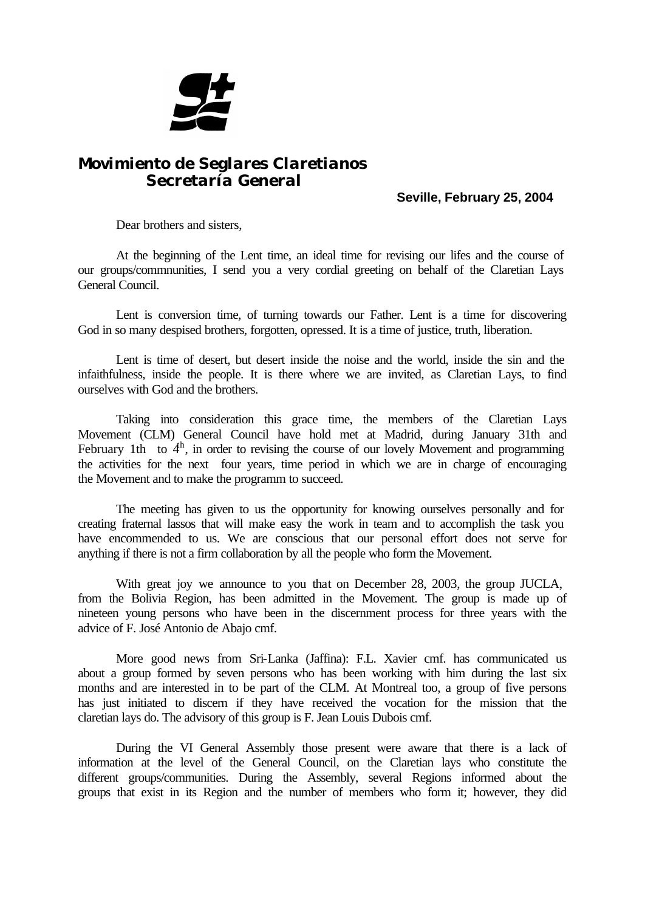**Movimiento de Seglares Claretianos**
**Secretaría General**

**Seville, February 25, 2004**

Dear brothers and sisters,

At the beginning of the Lent time, an ideal time for revising our lifes and the course of our groups/commnunities, I send you a very cordial greeting on behalf of the Claretian Lays General Council.

Lent is conversion time, of turning towards our Father. Lent is a time for discovering God in so many despised brothers, forgotten, opressed. It is a time of justice, truth, liberation.

Lent is time of desert, but desert inside the noise and the world, inside the sin and the infaithfulness, inside the people. It is there where we are invited, as Claretian Lays, to find ourselves with God and the brothers.

Taking into consideration this grace time, the members of the Claretian Lays Movement (CLM) General Council have hold met at Madrid, during January 31th and February 1th to 4th, in order to revising the course of our lovely Movement and programming the activities for the next four years, time period in which we are in charge of encouraging the Movement and to make the programm to succeed.

The meeting has given to us the opportunity for knowing ourselves personally and for creating fraternal lassos that will make easy the work in team and to accomplish the task you have encommended to us. We are conscious that our personal effort does not serve for anything if there is not a firm collaboration by all the people who form the Movement.

With great joy we announce to you that on December 28, 2003, the group JUCLA, from the Bolivia Region, has been admitted in the Movement. The group is made up of nineteen young persons who have been in the discernment process for three years with the advice of F. José Antonio de Abajo cmf.

More good news from Sri-Lanka (Jaffina): F.L. Xavier cmf. has communicated us about a group formed by seven persons who has been working with him during the last six months and are interested in to be part of the CLM. At Montreal too, a group of five persons has just initiated to discern if they have received the vocation for the mission that the claretian lays do. The advisory of this group is F. Jean Louis Dubois cmf.

During the VI General Assembly those present were aware that there is a lack of information at the level of the General Council, on the Claretian lays who constitute the different groups/communities. During the Assembly, several Regions informed about the groups that exist in its Region and the number of members who form it; however, they did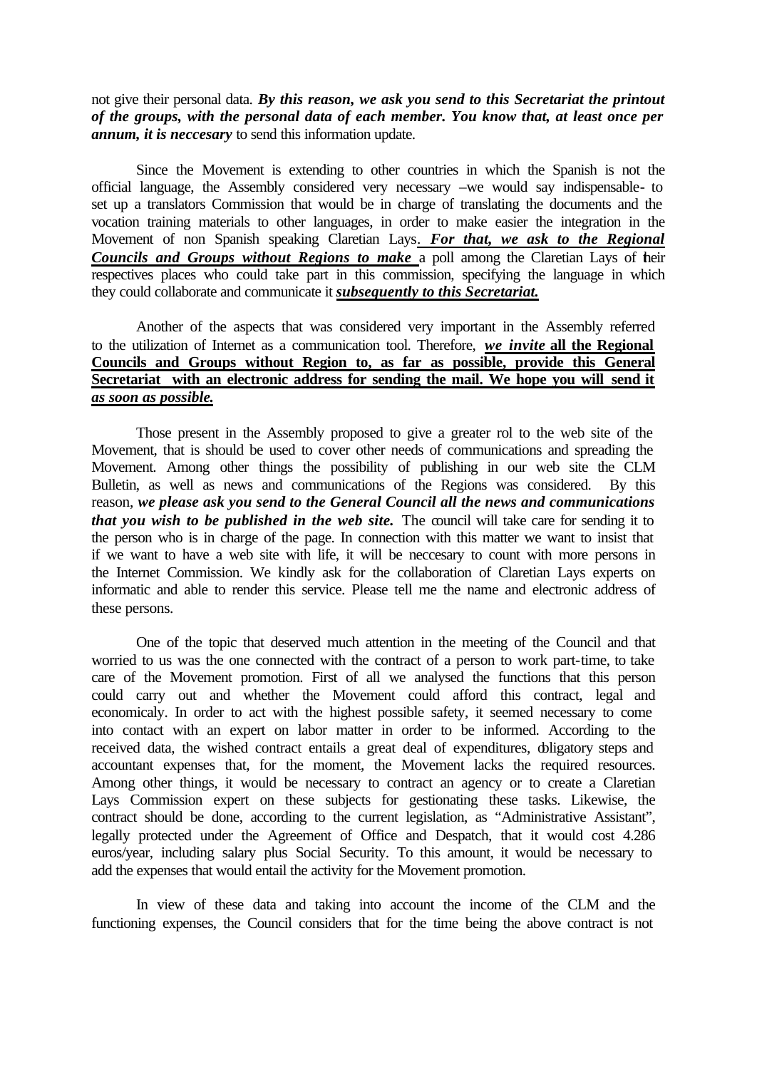not give their personal data. ***By this reason, we ask you send to this Secretariat the printout of the groups, with the personal data of each member. You know that, at least once per annum, it is neccesary*** to send this information update.

Since the Movement is extending to other countries in which the Spanish is not the official language, the Assembly considered very necessary –we would say indispensable- to set up a translators Commission that would be in charge of translating the documents and the vocation training materials to other languages, in order to make easier the integration in the Movement of non Spanish speaking Claretian Lays. ***For that, we ask to the Regional Councils and Groups without Regions to make*** a poll among the Claretian Lays of their respectives places who could take part in this commission, specifying the language in which they could collaborate and communicate it ***subsequently to this Secretariat.***

Another of the aspects that was considered very important in the Assembly referred to the utilization of Internet as a communication tool. Therefore, ***we invite*** **all the Regional Councils and Groups without Region to, as far as possible, provide this General Secretariat with an electronic address for sending the mail. We hope you will send it** ***as soon as possible.***

Those present in the Assembly proposed to give a greater rol to the web site of the Movement, that is should be used to cover other needs of communications and spreading the Movement. Among other things the possibility of publishing in our web site the CLM Bulletin, as well as news and communications of the Regions was considered. By this reason, ***we please ask you send to the General Council all the news and communications that you wish to be published in the web site.*** The council will take care for sending it to the person who is in charge of the page. In connection with this matter we want to insist that if we want to have a web site with life, it will be neccesary to count with more persons in the Internet Commission. We kindly ask for the collaboration of Claretian Lays experts on informatic and able to render this service. Please tell me the name and electronic address of these persons.

One of the topic that deserved much attention in the meeting of the Council and that worried to us was the one connected with the contract of a person to work part-time, to take care of the Movement promotion. First of all we analysed the functions that this person could carry out and whether the Movement could afford this contract, legal and economicaly. In order to act with the highest possible safety, it seemed necessary to come into contact with an expert on labor matter in order to be informed. According to the received data, the wished contract entails a great deal of expenditures, obligatory steps and accountant expenses that, for the moment, the Movement lacks the required resources. Among other things, it would be necessary to contract an agency or to create a Claretian Lays Commission expert on these subjects for gestionating these tasks. Likewise, the contract should be done, according to the current legislation, as "Administrative Assistant", legally protected under the Agreement of Office and Despatch, that it would cost 4.286 euros/year, including salary plus Social Security. To this amount, it would be necessary to add the expenses that would entail the activity for the Movement promotion.

In view of these data and taking into account the income of the CLM and the functioning expenses, the Council considers that for the time being the above contract is not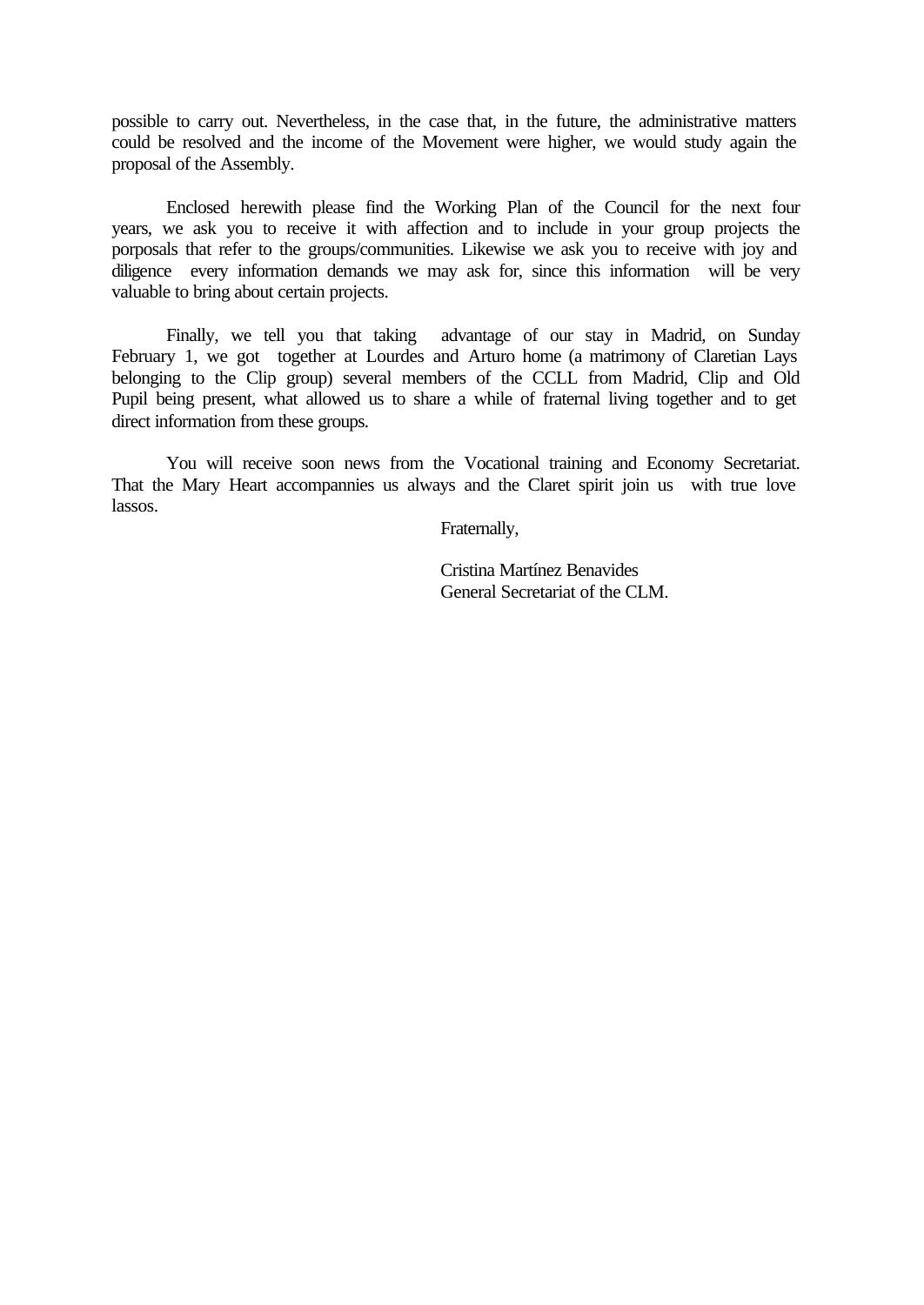possible to carry out. Nevertheless, in the case that, in the future, the administrative matters could be resolved and the income of the Movement were higher, we would study again the proposal of the Assembly.

Enclosed herewith please find the Working Plan of the Council for the next four years, we ask you to receive it with affection and to include in your group projects the porposals that refer to the groups/communities. Likewise we ask you to receive with joy and diligence every information demands we may ask for, since this information will be very valuable to bring about certain projects.

Finally, we tell you that taking advantage of our stay in Madrid, on Sunday February 1, we got together at Lourdes and Arturo home (a matrimony of Claretian Lays belonging to the Clip group) several members of the CCLL from Madrid, Clip and Old Pupil being present, what allowed us to share a while of fraternal living together and to get direct information from these groups.

You will receive soon news from the Vocational training and Economy Secretariat. That the Mary Heart accompannies us always and the Claret spirit join us with true love lassos.

Fraternally,

Cristina Martínez Benavides
General Secretariat of the CLM.